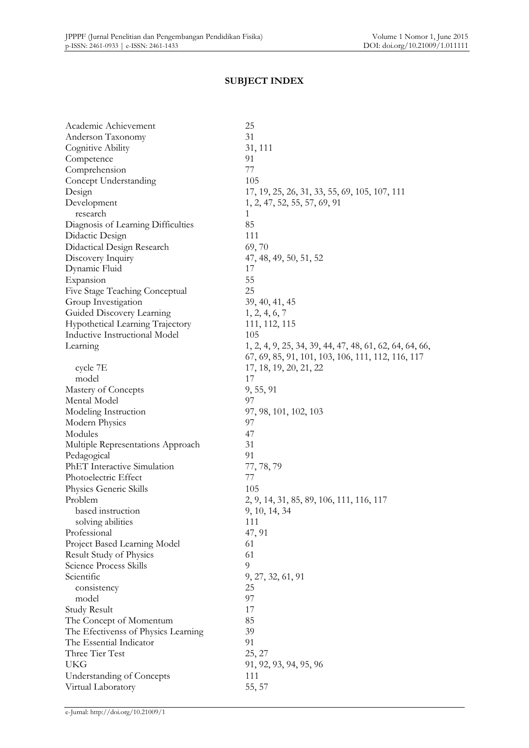# SUBJECT INDEX

| | |
|---|---|
| Academic Achievement | 25 |
| Anderson Taxonomy | 31 |
| Cognitive Ability | 31, 111 |
| Competence | 91 |
| Comprehension | 77 |
| Concept Understanding | 105 |
| Design | 17, 19, 25, 26, 31, 33, 55, 69, 105, 107, 111 |
| Development | 1, 2, 47, 52, 55, 57, 69, 91 |
| research | 1 |
| Diagnosis of Learning Difficulties | 85 |
| Didactic Design | 111 |
| Didactical Design Research | 69, 70 |
| Discovery Inquiry | 47, 48, 49, 50, 51, 52 |
| Dynamic Fluid | 17 |
| Expansion | 55 |
| Five Stage Teaching Conceptual | 25 |
| Group Investigation | 39, 40, 41, 45 |
| Guided Discovery Learning | 1, 2, 4, 6, 7 |
| Hypothetical Learning Trajectory | 111, 112, 115 |
| Inductive Instructional Model | 105 |
| Learning | 1, 2, 4, 9, 25, 34, 39, 44, 47, 48, 61, 62, 64, 64, 66, 67, 69, 85, 91, 101, 103, 106, 111, 112, 116, 117 |
| cycle 7E | 17, 18, 19, 20, 21, 22 |
| model | 17 |
| Mastery of Concepts | 9, 55, 91 |
| Mental Model | 97 |
| Modeling Instruction | 97, 98, 101, 102, 103 |
| Modern Physics | 97 |
| Modules | 47 |
| Multiple Representations Approach | 31 |
| Pedagogical | 91 |
| PhET Interactive Simulation | 77, 78, 79 |
| Photoelectric Effect | 77 |
| Physics Generic Skills | 105 |
| Problem | 2, 9, 14, 31, 85, 89, 106, 111, 116, 117 |
| based instruction | 9, 10, 14, 34 |
| solving abilities | 111 |
| Professional | 47, 91 |
| Project Based Learning Model | 61 |
| Result Study of Physics | 61 |
| Science Process Skills | 9 |
| Scientific | 9, 27, 32, 61, 91 |
| consistency | 25 |
| model | 97 |
| Study Result | 17 |
| The Concept of Momentum | 85 |
| The Efectivenss of Physics Learning | 39 |
| The Essential Indicator | 91 |
| Three Tier Test | 25, 27 |
| UKG | 91, 92, 93, 94, 95, 96 |
| Understanding of Concepts | 111 |
| Virtual Laboratory | 55, 57 |

e-Jurnal: http://doi.org/10.21009/1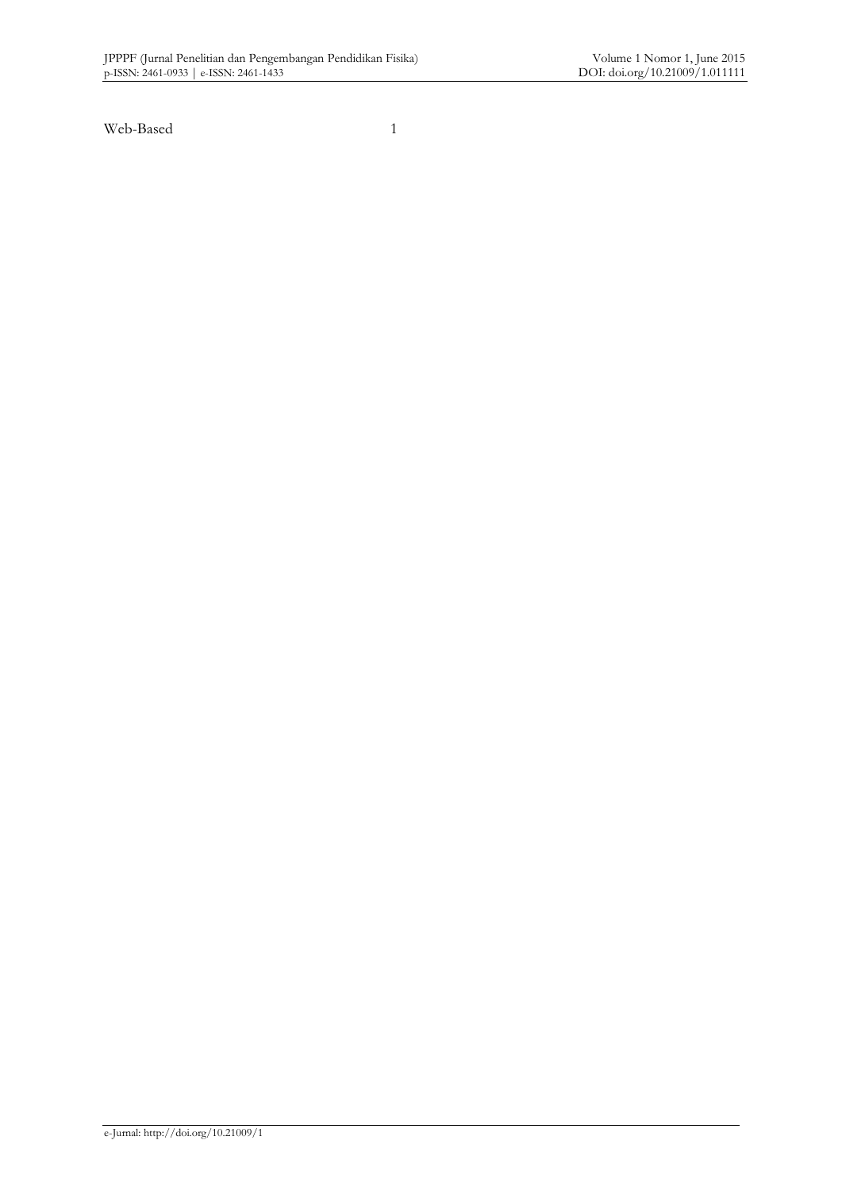Web-Based 1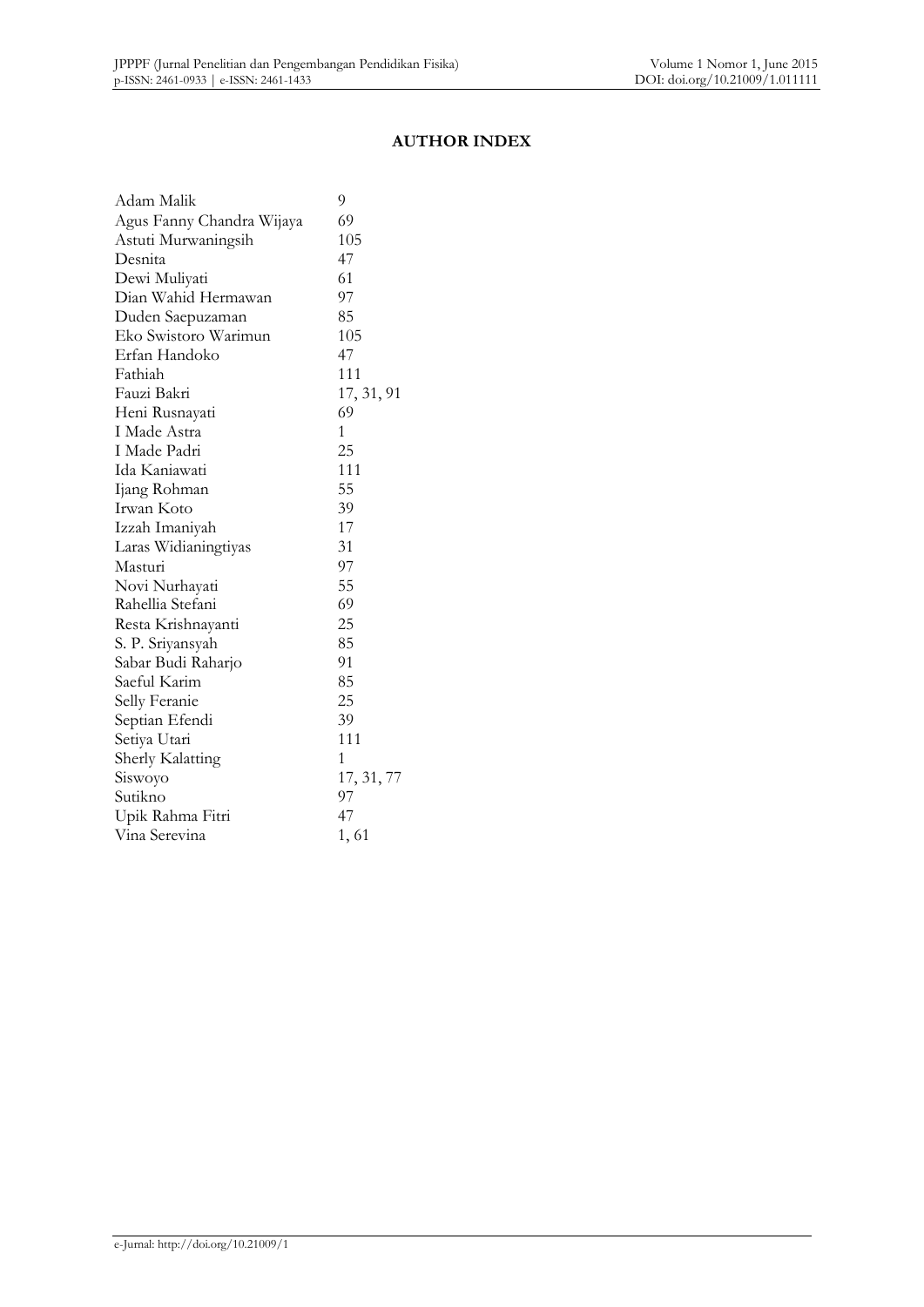## AUTHOR INDEX

| | |
|---|---|
| Adam Malik | 9 |
| Agus Fanny Chandra Wijaya | 69 |
| Astuti Murwaningsih | 105 |
| Desnita | 47 |
| Dewi Muliyati | 61 |
| Dian Wahid Hermawan | 97 |
| Duden Saepuzaman | 85 |
| Eko Swistoro Warimun | 105 |
| Erfan Handoko | 47 |
| Fathiah | 111 |
| Fauzi Bakri | 17, 31, 91 |
| Heni Rusnayati | 69 |
| I Made Astra | 1 |
| I Made Padri | 25 |
| Ida Kaniawati | 111 |
| Ijang Rohman | 55 |
| Irwan Koto | 39 |
| Izzah Imaniyah | 17 |
| Laras Widianingtiyas | 31 |
| Masturi | 97 |
| Novi Nurhayati | 55 |
| Rahellia Stefani | 69 |
| Resta Krishnayanti | 25 |
| S. P. Sriyansyah | 85 |
| Sabar Budi Raharjo | 91 |
| Saeful Karim | 85 |
| Selly Feranie | 25 |
| Septian Efendi | 39 |
| Setiya Utari | 111 |
| Sherly Kalatting | 1 |
| Siswoyo | 17, 31, 77 |
| Sutikno | 97 |
| Upik Rahma Fitri | 47 |
| Vina Serevina | 1, 61 |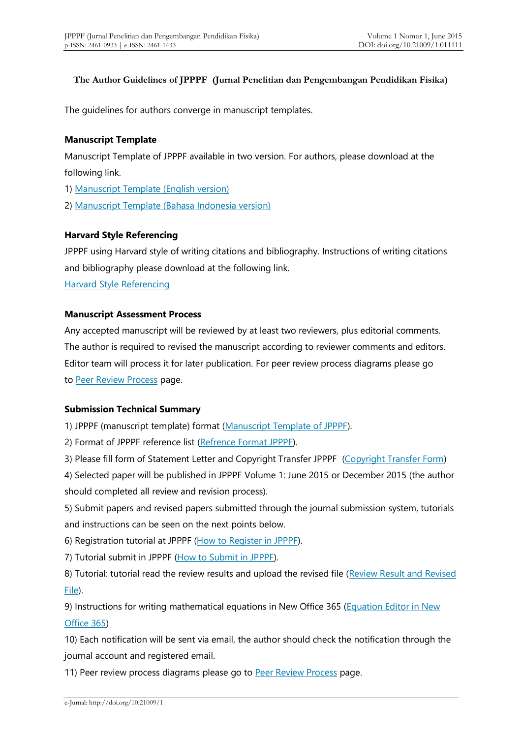### The Author Guidelines of JPPPF (Jurnal Penelitian dan Pengembangan Pendidikan Fisika)

The guidelines for authors converge in manuscript templates.

**Manuscript Template**

Manuscript Template of JPPPF available in two version. For authors, please download at the following link.

1) Manuscript Template (English version)

2) Manuscript Template (Bahasa Indonesia version)

**Harvard Style Referencing**

JPPPF using Harvard style of writing citations and bibliography. Instructions of writing citations and bibliography please download at the following link.

Harvard Style Referencing

**Manuscript Assessment Process**

Any accepted manuscript will be reviewed by at least two reviewers, plus editorial comments. The author is required to revised the manuscript according to reviewer comments and editors. Editor team will process it for later publication. For peer review process diagrams please go to Peer Review Process page.

**Submission Technical Summary**

1) JPPPF (manuscript template) format (Manuscript Template of JPPPF).

2) Format of JPPPF reference list (Refrence Format JPPPF).

3) Please fill form of Statement Letter and Copyright Transfer JPPPF (Copyright Transfer Form)

4) Selected paper will be published in JPPPF Volume 1: June 2015 or December 2015 (the author should completed all review and revision process).

5) Submit papers and revised papers submitted through the journal submission system, tutorials and instructions can be seen on the next points below.

6) Registration tutorial at JPPPF (How to Register in JPPPF).

7) Tutorial submit in JPPPF (How to Submit in JPPPF).

8) Tutorial: tutorial read the review results and upload the revised file (Review Result and Revised File).

9) Instructions for writing mathematical equations in New Office 365 (Equation Editor in New Office 365)

10) Each notification will be sent via email, the author should check the notification through the journal account and registered email.

11) Peer review process diagrams please go to Peer Review Process page.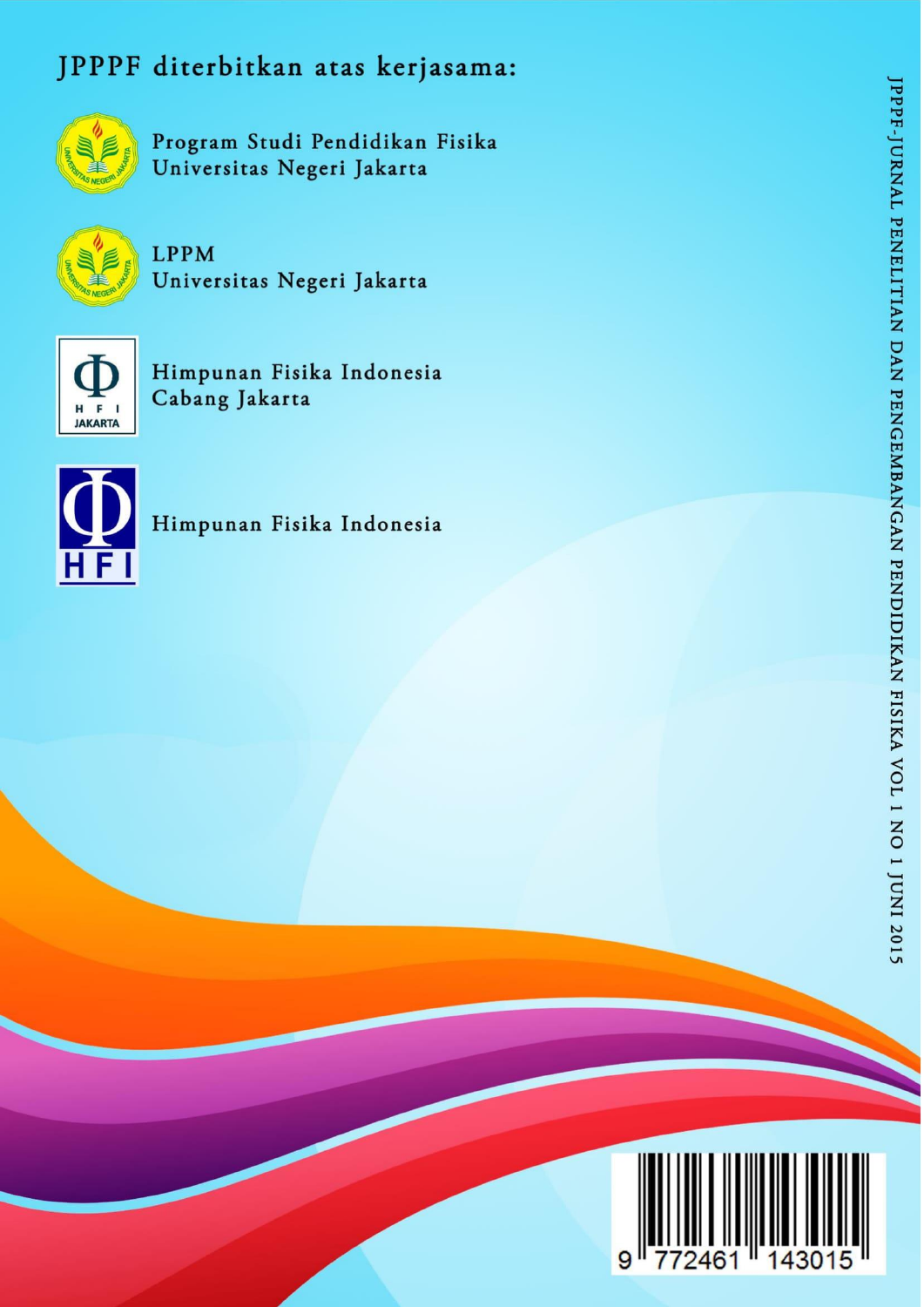# JPPPF diterbitkan atas kerjasama:

Program Studi Pendidikan Fisika
Universitas Negeri Jakarta

LPPM
Universitas Negeri Jakarta

Himpunan Fisika Indonesia
Cabang Jakarta

Himpunan Fisika Indonesia

JPPPF-JURNAL PENELITIAN DAN PENGEMBANGAN PENDIDIKAN FISIKA VOL 1 NO 1 JUNI 2015

9 772461 143015